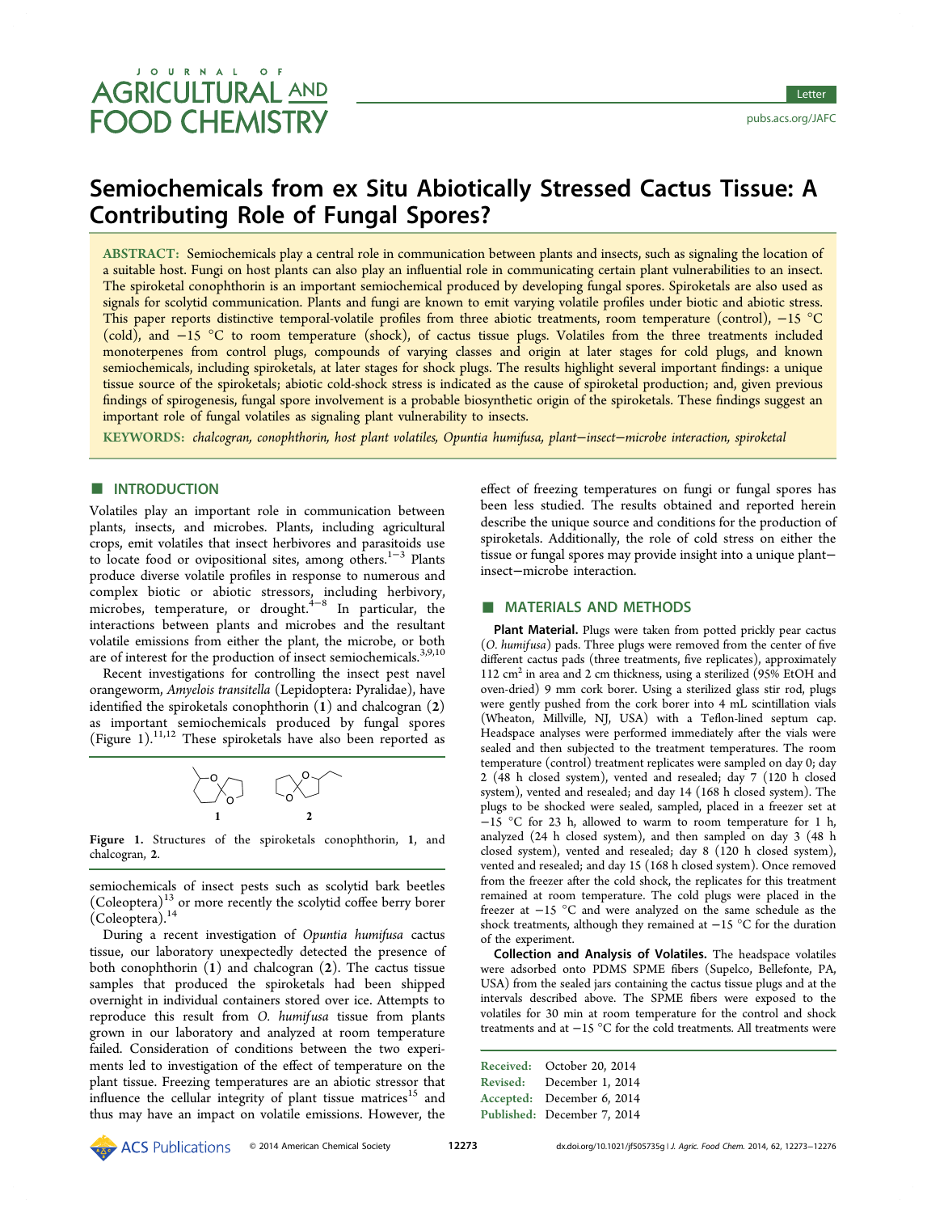# Semiochemicals from ex Situ Abiotically Stressed Cactus Tissue: A Contributing Role of Fungal Spores?

**ABSTRACT:** Semiochemicals play a central role in communication between plants and insects, such as signaling the location of a suitable host. Fungi on host plants can also play an influential role in communicating certain plant vulnerabilities to an insect. The spiroketal conophthorin is an important semiochemical produced by developing fungal spores. Spiroketals are also used as signals for scolytid communication. Plants and fungi are known to emit varying volatile profiles under biotic and abiotic stress. This paper reports distinctive temporal-volatile profiles from three abiotic treatments, room temperature (control), −15 °C (cold), and −15 °C to room temperature (shock), of cactus tissue plugs. Volatiles from the three treatments included monoterpenes from control plugs, compounds of varying classes and origin at later stages for cold plugs, and known semiochemicals, including spiroketals, at later stages for shock plugs. The results highlight several important findings: a unique tissue source of the spiroketals; abiotic cold-shock stress is indicated as the cause of spiroketal production; and, given previous findings of spirogenesis, fungal spore involvement is a probable biosynthetic origin of the spiroketals. These findings suggest an important role of fungal volatiles as signaling plant vulnerability to insects.

**KEYWORDS:** *chalcogran, conophthorin, host plant volatiles, Opuntia humifusa, plant−insect−microbe interaction, spiroketal*

## INTRODUCTION

Volatiles play an important role in communication between plants, insects, and microbes. Plants, including agricultural crops, emit volatiles that insect herbivores and parasitoids use to locate food or ovipositional sites, among others.[1−3] Plants produce diverse volatile profiles in response to numerous and complex biotic or abiotic stressors, including herbivory, microbes, temperature, or drought.[4−8] In particular, the interactions between plants and microbes and the resultant volatile emissions from either the plant, the microbe, or both are of interest for the production of insect semiochemicals.[3,9,10]

Recent investigations for controlling the insect pest navel orangeworm, *Amyelois transitella* (Lepidoptera: Pyralidae), have identified the spiroketals conophthorin (**1**) and chalcogran (**2**) as important semiochemicals produced by fungal spores (Figure 1).[11,12] These spiroketals have also been reported as semiochemicals of insect pests such as scolytid bark beetles (Coleoptera)[13] or more recently the scolytid coffee berry borer (Coleoptera).[14]

Figure 1. Structures of the spiroketals conophthorin, **1**, and chalcogran, **2**.

During a recent investigation of *Opuntia humifusa* cactus tissue, our laboratory unexpectedly detected the presence of both conophthorin (**1**) and chalcogran (**2**). The cactus tissue samples that produced the spiroketals had been shipped overnight in individual containers stored over ice. Attempts to reproduce this result from *O. humifusa* tissue from plants grown in our laboratory and analyzed at room temperature failed. Consideration of conditions between the two experiments led to investigation of the effect of temperature on the plant tissue. Freezing temperatures are an abiotic stressor that influence the cellular integrity of plant tissue matrices[15] and thus may have an impact on volatile emissions. However, the effect of freezing temperatures on fungi or fungal spores has been less studied. The results obtained and reported herein describe the unique source and conditions for the production of spiroketals. Additionally, the role of cold stress on either the tissue or fungal spores may provide insight into a unique plant−insect−microbe interaction.

## MATERIALS AND METHODS

**Plant Material.** Plugs were taken from potted prickly pear cactus (*O. humifusa*) pads. Three plugs were removed from the center of five different cactus pads (three treatments, five replicates), approximately 112 $cm^2$ in area and 2 cm thickness, using a sterilized (95% EtOH and oven-dried) 9 mm cork borer. Using a sterilized glass stir rod, plugs were gently pushed from the cork borer into 4 mL scintillation vials (Wheaton, Millville, NJ, USA) with a Teflon-lined septum cap. Headspace analyses were performed immediately after the vials were sealed and then subjected to the treatment temperatures. The room temperature (control) treatment replicates were sampled on day 0; day 2 (48 h closed system), vented and resealed; day 7 (120 h closed system), vented and resealed; and day 14 (168 h closed system). The plugs to be shocked were sealed, sampled, placed in a freezer set at −15 °C for 23 h, allowed to warm to room temperature for 1 h, analyzed (24 h closed system), and then sampled on day 3 (48 h closed system), vented and resealed; day 8 (120 h closed system), vented and resealed; and day 15 (168 h closed system). Once removed from the freezer after the cold shock, the replicates for this treatment remained at room temperature. The cold plugs were placed in the freezer at −15 °C and were analyzed on the same schedule as the shock treatments, although they remained at −15 °C for the duration of the experiment.

**Collection and Analysis of Volatiles.** The headspace volatiles were adsorbed onto PDMS SPME fibers (Supelco, Bellefonte, PA, USA) from the sealed jars containing the cactus tissue plugs and at the intervals described above. The SPME fibers were exposed to the volatiles for 30 min at room temperature for the control and shock treatments and at −15 °C for the cold treatments. All treatments were

Received: October 20, 2014
Revised: December 1, 2014
Accepted: December 6, 2014
Published: December 7, 2014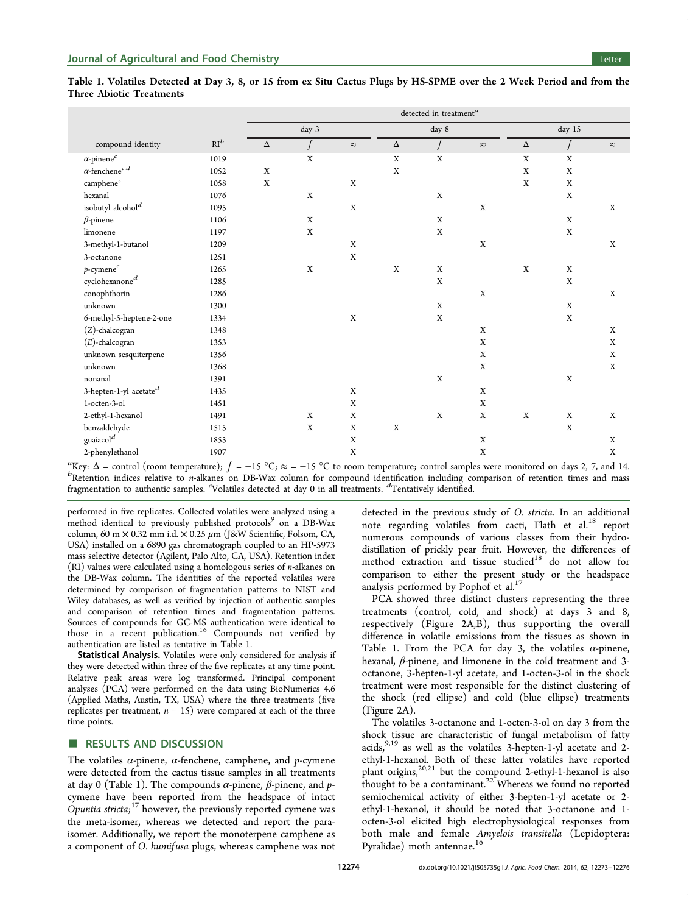**Table 1. Volatiles Detected at Day 3, 8, or 15 from ex Situ Cactus Plugs by HS-SPME over the 2 Week Period and from the Three Abiotic Treatments**

| compound identity | RI[b] | day 3 Δ | day 3 ∫ | day 3 ≈ | day 8 Δ | day 8 ∫ | day 8 ≈ | day 15 Δ | day 15 ∫ | day 15 ≈ |
|---|---|---|---|---|---|---|---|---|---|---|
| α-pinene[c] | 1019 | | X | | X | X | | X | X | |
| α-fenchene[c,d] | 1052 | X | | | X | | | X | X | |
| camphene[c] | 1058 | X | | X | | | | X | X | |
| hexanal | 1076 | | X | | | X | | | X | |
| isobutyl alcohol[d] | 1095 | | | X | | | X | | | X |
| β-pinene | 1106 | | X | | | X | | | X | |
| limonene | 1197 | | X | | | X | | | X | |
| 3-methyl-1-butanol | 1209 | | | X | | | X | | | X |
| 3-octanone | 1251 | | | X | | | | | | |
| p-cymene[c] | 1265 | | X | | X | X | | X | X | |
| cyclohexanone[d] | 1285 | | | | | X | | | X | |
| conophthorin | 1286 | | | | | | X | | | X |
| unknown | 1300 | | | | | X | | | X | |
| 6-methyl-5-heptene-2-one | 1334 | | | X | | X | | | X | |
| (Z)-chalcogran | 1348 | | | | | | X | | | X |
| (E)-chalcogran | 1353 | | | | | | X | | | X |
| unknown sesquiterpene | 1356 | | | | | | X | | | X |
| unknown | 1368 | | | | | | X | | | X |
| nonanal | 1391 | | | | | X | | | X | |
| 3-hepten-1-yl acetate[d] | 1435 | | | X | | | X | | | |
| 1-octen-3-ol | 1451 | | | X | | | X | | | |
| 2-ethyl-1-hexanol | 1491 | | X | X | | X | X | X | X | X |
| benzaldehyde | 1515 | | X | X | X | | | | X | |
| guaiacol[d] | 1853 | | | X | | | X | | | X |
| 2-phenylethanol | 1907 | | | X | | | X | | | X |

[a]Key: Δ = control (room temperature); ∫ = −15 °C; ≈ = −15 °C to room temperature; control samples were monitored on days 2, 7, and 14. [b]Retention indices relative to n-alkanes on DB-Wax column for compound identification including comparison of retention times and mass fragmentation to authentic samples. [c]Volatiles detected at day 0 in all treatments. [d]Tentatively identified.

performed in five replicates. Collected volatiles were analyzed using a method identical to previously published protocols[9] on a DB-Wax column, 60 m × 0.32 mm i.d. × 0.25 μm (J&W Scientific, Folsom, CA, USA) installed on a 6890 gas chromatograph coupled to an HP-5973 mass selective detector (Agilent, Palo Alto, CA, USA). Retention index (RI) values were calculated using a homologous series of n-alkanes on the DB-Wax column. The identities of the reported volatiles were determined by comparison of fragmentation patterns to NIST and Wiley databases, as well as verified by injection of authentic samples and comparison of retention times and fragmentation patterns. Sources of compounds for GC-MS authentication were identical to those in a recent publication.[16] Compounds not verified by authentication are listed as tentative in Table 1.

**Statistical Analysis.** Volatiles were only considered for analysis if they were detected within three of the five replicates at any time point. Relative peak areas were log transformed. Principal component analyses (PCA) were performed on the data using BioNumerics 4.6 (Applied Maths, Austin, TX, USA) where the three treatments (five replicates per treatment, $n = 15$) were compared at each of the three time points.

## RESULTS AND DISCUSSION

The volatiles α-pinene, α-fenchene, camphene, and p-cymene were detected from the cactus tissue samples in all treatments at day 0 (Table 1). The compounds α-pinene, β-pinene, and p-cymene have been reported from the headspace of intact *Opuntia stricta*;[17] however, the previously reported cymene was the meta-isomer, whereas we detected and report the para-isomer. Additionally, we report the monoterpene camphene as a component of *O. humifusa* plugs, whereas camphene was not detected in the previous study of *O. stricta*. In an additional note regarding volatiles from cacti, Flath et al.[18] report numerous compounds of various classes from their hydrodistillation of prickly pear fruit. However, the differences of method extraction and tissue studied[18] do not allow for comparison to either the present study or the headspace analysis performed by Pophof et al.[17]

PCA showed three distinct clusters representing the three treatments (control, cold, and shock) at days 3 and 8, respectively (Figure 2A,B), thus supporting the overall difference in volatile emissions from the tissues as shown in Table 1. From the PCA for day 3, the volatiles α-pinene, hexanal, β-pinene, and limonene in the cold treatment and 3-octanone, 3-hepten-1-yl acetate, and 1-octen-3-ol in the shock treatment were most responsible for the distinct clustering of the shock (red ellipse) and cold (blue ellipse) treatments (Figure 2A).

The volatiles 3-octanone and 1-octen-3-ol on day 3 from the shock tissue are characteristic of fungal metabolism of fatty acids,[9,19] as well as the volatiles 3-hepten-1-yl acetate and 2-ethyl-1-hexanol. Both of these latter volatiles have reported plant origins,[20,21] but the compound 2-ethyl-1-hexanol is also thought to be a contaminant.[22] Whereas we found no reported semiochemical activity of either 3-hepten-1-yl acetate or 2-ethyl-1-hexanol, it should be noted that 3-octanone and 1-octen-3-ol elicited high electrophysiological responses from both male and female *Amyelois transitella* (Lepidoptera: Pyralidae) moth antennae.[16]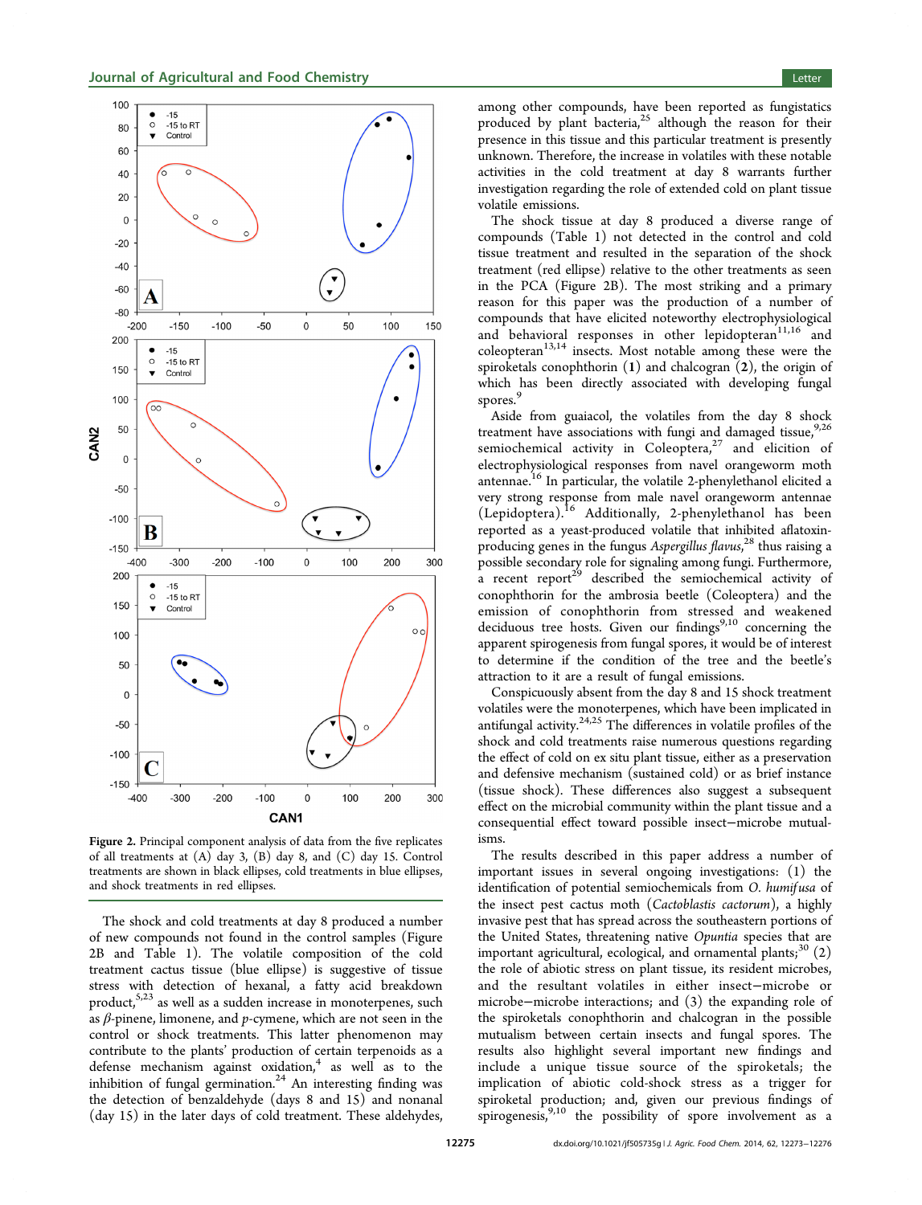**Figure 2.** Principal component analysis of data from the five replicates of all treatments at (A) day 3, (B) day 8, and (C) day 15. Control treatments are shown in black ellipses, cold treatments in blue ellipses, and shock treatments in red ellipses.

The shock and cold treatments at day 8 produced a number of new compounds not found in the control samples (Figure 2B and Table 1). The volatile composition of the cold treatment cactus tissue (blue ellipse) is suggestive of tissue stress with detection of hexanal, a fatty acid breakdown product,[5,23] as well as a sudden increase in monoterpenes, such as *β*-pinene, limonene, and *p*-cymene, which are not seen in the control or shock treatments. This latter phenomenon may contribute to the plants' production of certain terpenoids as a defense mechanism against oxidation,[4] as well as to the inhibition of fungal germination.[24] An interesting finding was the detection of benzaldehyde (days 8 and 15) and nonanal (day 15) in the later days of cold treatment. These aldehydes, among other compounds, have been reported as fungistatics produced by plant bacteria,[25] although the reason for their presence in this tissue and this particular treatment is presently unknown. Therefore, the increase in volatiles with these notable activities in the cold treatment at day 8 warrants further investigation regarding the role of extended cold on plant tissue volatile emissions.

The shock tissue at day 8 produced a diverse range of compounds (Table 1) not detected in the control and cold tissue treatment and resulted in the separation of the shock treatment (red ellipse) relative to the other treatments as seen in the PCA (Figure 2B). The most striking and a primary reason for this paper was the production of a number of compounds that have elicited noteworthy electrophysiological and behavioral responses in other lepidopteran[11,16] and coleopteran[13,14] insects. Most notable among these were the spiroketals conophthorin (**1**) and chalcogran (**2**), the origin of which has been directly associated with developing fungal spores.[9]

Aside from guaiacol, the volatiles from the day 8 shock treatment have associations with fungi and damaged tissue,[9,26] semiochemical activity in Coleoptera,[27] and elicition of electrophysiological responses from navel orangeworm moth antennae.[16] In particular, the volatile 2-phenylethanol elicited a very strong response from male navel orangeworm antennae (Lepidoptera).[16] Additionally, 2-phenylethanol has been reported as a yeast-produced volatile that inhibited aflatoxin-producing genes in the fungus *Aspergillus flavus*,[28] thus raising a possible secondary role for signaling among fungi. Furthermore, a recent report[29] described the semiochemical activity of conophthorin for the ambrosia beetle (Coleoptera) and the emission of conophthorin from stressed and weakened deciduous tree hosts. Given our findings[9,10] concerning the apparent spirogenesis from fungal spores, it would be of interest to determine if the condition of the tree and the beetle's attraction to it are a result of fungal emissions.

Conspicuously absent from the day 8 and 15 shock treatment volatiles were the monoterpenes, which have been implicated in antifungal activity.[24,25] The differences in volatile profiles of the shock and cold treatments raise numerous questions regarding the effect of cold on ex situ plant tissue, either as a preservation and defensive mechanism (sustained cold) or as brief instance (tissue shock). These differences also suggest a subsequent effect on the microbial community within the plant tissue and a consequential effect toward possible insect−microbe mutualisms.

The results described in this paper address a number of important issues in several ongoing investigations: (1) the identification of potential semiochemicals from *O. humifusa* of the insect pest cactus moth (*Cactoblastis cactorum*), a highly invasive pest that has spread across the southeastern portions of the United States, threatening native *Opuntia* species that are important agricultural, ecological, and ornamental plants;[30] (2) the role of abiotic stress on plant tissue, its resident microbes, and the resultant volatiles in either insect−microbe or microbe−microbe interactions; and (3) the expanding role of the spiroketals conophthorin and chalcogran in the possible mutualism between certain insects and fungal spores. The results also highlight several important new findings and include a unique tissue source of the spiroketals; the implication of abiotic cold-shock stress as a trigger for spiroketal production; and, given our previous findings of spirogenesis,[9,10] the possibility of spore involvement as a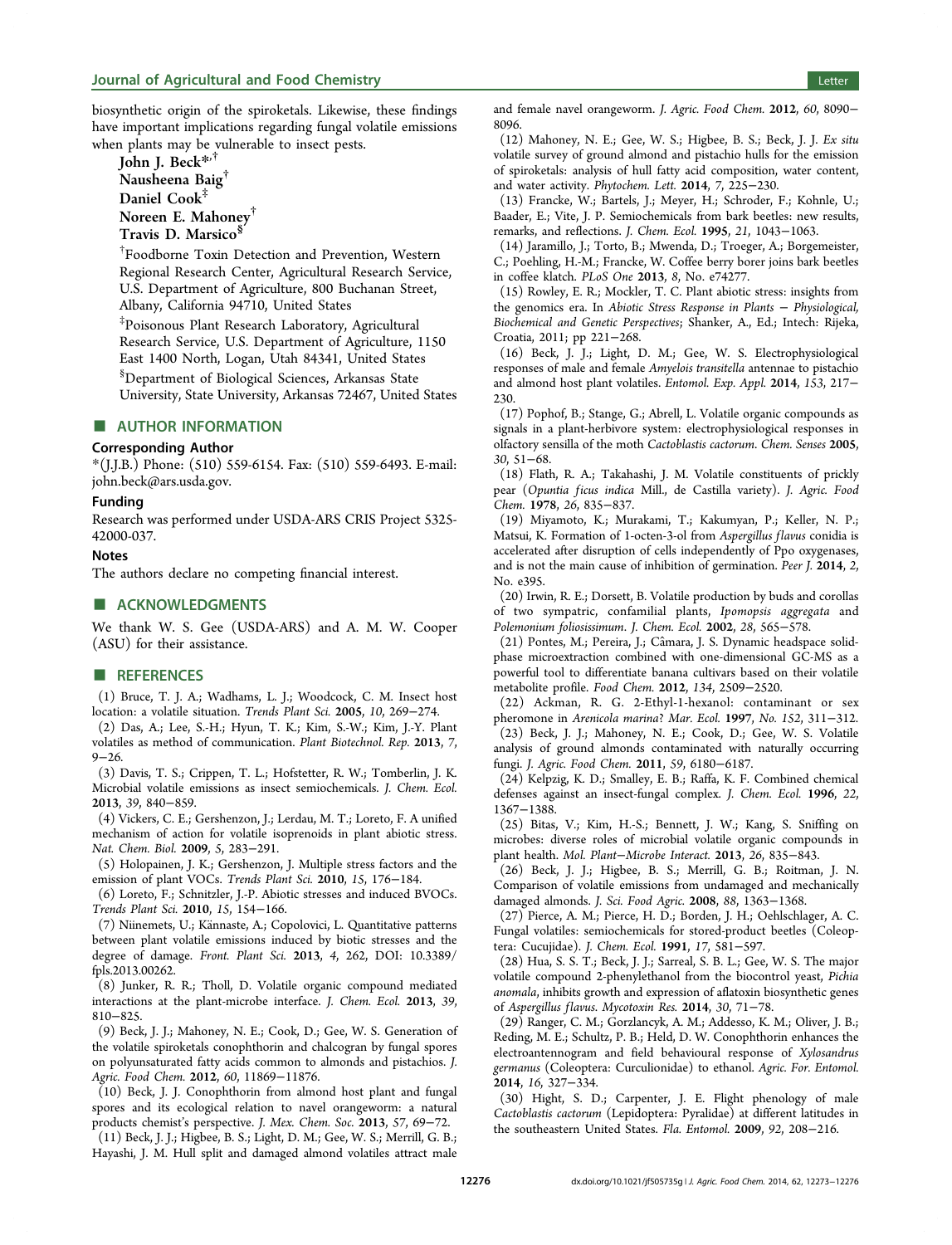biosynthetic origin of the spiroketals. Likewise, these findings have important implications regarding fungal volatile emissions when plants may be vulnerable to insect pests.

**John J. Beck**\*,†
**Nausheena Baig**†
**Daniel Cook**‡
**Noreen E. Mahoney**†
**Travis D. Marsico**§

†Foodborne Toxin Detection and Prevention, Western Regional Research Center, Agricultural Research Service, U.S. Department of Agriculture, 800 Buchanan Street, Albany, California 94710, United States

‡Poisonous Plant Research Laboratory, Agricultural Research Service, U.S. Department of Agriculture, 1150 East 1400 North, Logan, Utah 84341, United States

§Department of Biological Sciences, Arkansas State University, State University, Arkansas 72467, United States

## ■ AUTHOR INFORMATION

### Corresponding Author

\*(J.J.B.) Phone: (510) 559-6154. Fax: (510) 559-6493. E-mail: john.beck@ars.usda.gov.

### Funding

Research was performed under USDA-ARS CRIS Project 5325-42000-037.

### Notes

The authors declare no competing financial interest.

## ■ ACKNOWLEDGMENTS

We thank W. S. Gee (USDA-ARS) and A. M. W. Cooper (ASU) for their assistance.

## ■ REFERENCES

(1) Bruce, T. J. A.; Wadhams, L. J.; Woodcock, C. M. Insect host location: a volatile situation. *Trends Plant Sci.* **2005**, *10*, 269−274.

(2) Das, A.; Lee, S.-H.; Hyun, T. K.; Kim, S.-W.; Kim, J.-Y. Plant volatiles as method of communication. *Plant Biotechnol. Rep.* **2013**, *7*, 9−26.

(3) Davis, T. S.; Crippen, T. L.; Hofstetter, R. W.; Tomberlin, J. K. Microbial volatile emissions as insect semiochemicals. *J. Chem. Ecol.* **2013**, *39*, 840−859.

(4) Vickers, C. E.; Gershenzon, J.; Lerdau, M. T.; Loreto, F. A unified mechanism of action for volatile isoprenoids in plant abiotic stress. *Nat. Chem. Biol.* **2009**, *5*, 283−291.

(5) Holopainen, J. K.; Gershenzon, J. Multiple stress factors and the emission of plant VOCs. *Trends Plant Sci.* **2010**, *15*, 176−184.

(6) Loreto, F.; Schnitzler, J.-P. Abiotic stresses and induced BVOCs. *Trends Plant Sci.* **2010**, *15*, 154−166.

(7) Niinemets, U.; Kännaste, A.; Copolovici, L. Quantitative patterns between plant volatile emissions induced by biotic stresses and the degree of damage. *Front. Plant Sci.* **2013**, *4*, 262, DOI: 10.3389/fpls.2013.00262.

(8) Junker, R. R.; Tholl, D. Volatile organic compound mediated interactions at the plant-microbe interface. *J. Chem. Ecol.* **2013**, *39*, 810−825.

(9) Beck, J. J.; Mahoney, N. E.; Cook, D.; Gee, W. S. Generation of the volatile spiroketals conophthorin and chalcogran by fungal spores on polyunsaturated fatty acids common to almonds and pistachios. *J. Agric. Food Chem.* **2012**, *60*, 11869−11876.

(10) Beck, J. J. Conophthorin from almond host plant and fungal spores and its ecological relation to navel orangeworm: a natural products chemist's perspective. *J. Mex. Chem. Soc.* **2013**, *57*, 69−72.

(11) Beck, J. J.; Higbee, B. S.; Light, D. M.; Gee, W. S.; Merrill, G. B.; Hayashi, J. M. Hull split and damaged almond volatiles attract male and female navel orangeworm. *J. Agric. Food Chem.* **2012**, *60*, 8090−8096.

(12) Mahoney, N. E.; Gee, W. S.; Higbee, B. S.; Beck, J. J. *Ex situ* volatile survey of ground almond and pistachio hulls for the emission of spiroketals: analysis of hull fatty acid composition, water content, and water activity. *Phytochem. Lett.* **2014**, *7*, 225−230.

(13) Francke, W.; Bartels, J.; Meyer, H.; Schroder, F.; Kohnle, U.; Baader, E.; Vite, J. P. Semiochemicals from bark beetles: new results, remarks, and reflections. *J. Chem. Ecol.* **1995**, *21*, 1043−1063.

(14) Jaramillo, J.; Torto, B.; Mwenda, D.; Troeger, A.; Borgemeister, C.; Poehling, H.-M.; Francke, W. Coffee berry borer joins bark beetles in coffee klatch. *PLoS One* **2013**, *8*, No. e74277.

(15) Rowley, E. R.; Mockler, T. C. Plant abiotic stress: insights from the genomics era. In *Abiotic Stress Response in Plants − Physiological, Biochemical and Genetic Perspectives*; Shanker, A., Ed.; Intech: Rijeka, Croatia, 2011; pp 221−268.

(16) Beck, J. J.; Light, D. M.; Gee, W. S. Electrophysiological responses of male and female *Amyelois transitella* antennae to pistachio and almond host plant volatiles. *Entomol. Exp. Appl.* **2014**, *153*, 217−230.

(17) Pophof, B.; Stange, G.; Abrell, L. Volatile organic compounds as signals in a plant-herbivore system: electrophysiological responses in olfactory sensilla of the moth *Cactoblastis cactorum*. *Chem. Senses* **2005**, *30*, 51−68.

(18) Flath, R. A.; Takahashi, J. M. Volatile constituents of prickly pear (*Opuntia ficus indica* Mill., de Castilla variety). *J. Agric. Food Chem.* **1978**, *26*, 835−837.

(19) Miyamoto, K.; Murakami, T.; Kakumyan, P.; Keller, N. P.; Matsui, K. Formation of 1-octen-3-ol from *Aspergillus flavus* conidia is accelerated after disruption of cells independently of Ppo oxygenases, and is not the main cause of inhibition of germination. *Peer J.* **2014**, *2*, No. e395.

(20) Irwin, R. E.; Dorsett, B. Volatile production by buds and corollas of two sympatric, confamilial plants, *Ipomopsis aggregata* and *Polemonium foliosissimum*. *J. Chem. Ecol.* **2002**, *28*, 565−578.

(21) Pontes, M.; Pereira, J.; Câmara, J. S. Dynamic headspace solid-phase microextraction combined with one-dimensional GC-MS as a powerful tool to differentiate banana cultivars based on their volatile metabolite profile. *Food Chem.* **2012**, *134*, 2509−2520.

(22) Ackman, R. G. 2-Ethyl-1-hexanol: contaminant or sex pheromone in *Arenicola marina*? *Mar. Ecol.* **1997**, *No. 152*, 311−312.

(23) Beck, J. J.; Mahoney, N. E.; Cook, D.; Gee, W. S. Volatile analysis of ground almonds contaminated with naturally occurring fungi. *J. Agric. Food Chem.* **2011**, *59*, 6180−6187.

(24) Kelpzig, K. D.; Smalley, E. B.; Raffa, K. F. Combined chemical defenses against an insect-fungal complex. *J. Chem. Ecol.* **1996**, *22*, 1367−1388.

(25) Bitas, V.; Kim, H.-S.; Bennett, J. W.; Kang, S. Sniffing on microbes: diverse roles of microbial volatile organic compounds in plant health. *Mol. Plant−Microbe Interact.* **2013**, *26*, 835−843.

(26) Beck, J. J.; Higbee, B. S.; Merrill, G. B.; Roitman, J. N. Comparison of volatile emissions from undamaged and mechanically damaged almonds. *J. Sci. Food Agric.* **2008**, *88*, 1363−1368.

(27) Pierce, A. M.; Pierce, H. D.; Borden, J. H.; Oehlschlager, A. C. Fungal volatiles: semiochemicals for stored-product beetles (Coleoptera: Cucujidae). *J. Chem. Ecol.* **1991**, *17*, 581−597.

(28) Hua, S. S. T.; Beck, J. J.; Sarreal, S. B. L.; Gee, W. S. The major volatile compound 2-phenylethanol from the biocontrol yeast, *Pichia anomala*, inhibits growth and expression of aflatoxin biosynthetic genes of *Aspergillus flavus*. *Mycotoxin Res.* **2014**, *30*, 71−78.

(29) Ranger, C. M.; Gorzlancyk, A. M.; Addesso, K. M.; Oliver, J. B.; Reding, M. E.; Schultz, P. B.; Held, D. W. Conophthorin enhances the electroantennogram and field behavioural response of *Xylosandrus germanus* (Coleoptera: Curculionidae) to ethanol. *Agric. For. Entomol.* **2014**, *16*, 327−334.

(30) Hight, S. D.; Carpenter, J. E. Flight phenology of male *Cactoblastis cactorum* (Lepidoptera: Pyralidae) at different latitudes in the southeastern United States. *Fla. Entomol.* **2009**, *92*, 208−216.